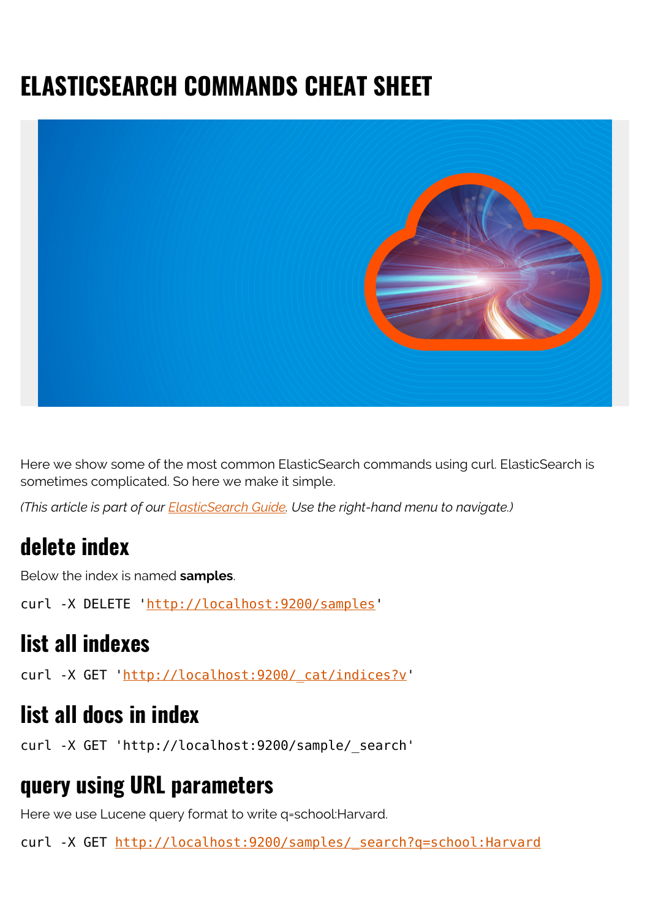# ELASTICSEARCH COMMANDS CHEAT SHEET

Here we show some of the most common ElasticSearch commands using curl. ElasticSearch is sometimes complicated. So here we make it simple.

*(This article is part of our [ElasticSearch Guide](). Use the right-hand menu to navigate.)*

## delete index

Below the index is named **samples**.

```
curl -X DELETE 'http://localhost:9200/samples'
```

## list all indexes

```
curl -X GET 'http://localhost:9200/_cat/indices?v'
```

## list all docs in index

```
curl -X GET 'http://localhost:9200/sample/_search'
```

## query using URL parameters

Here we use Lucene query format to write q=school:Harvard.

```
curl -X GET http://localhost:9200/samples/_search?q=school:Harvard
```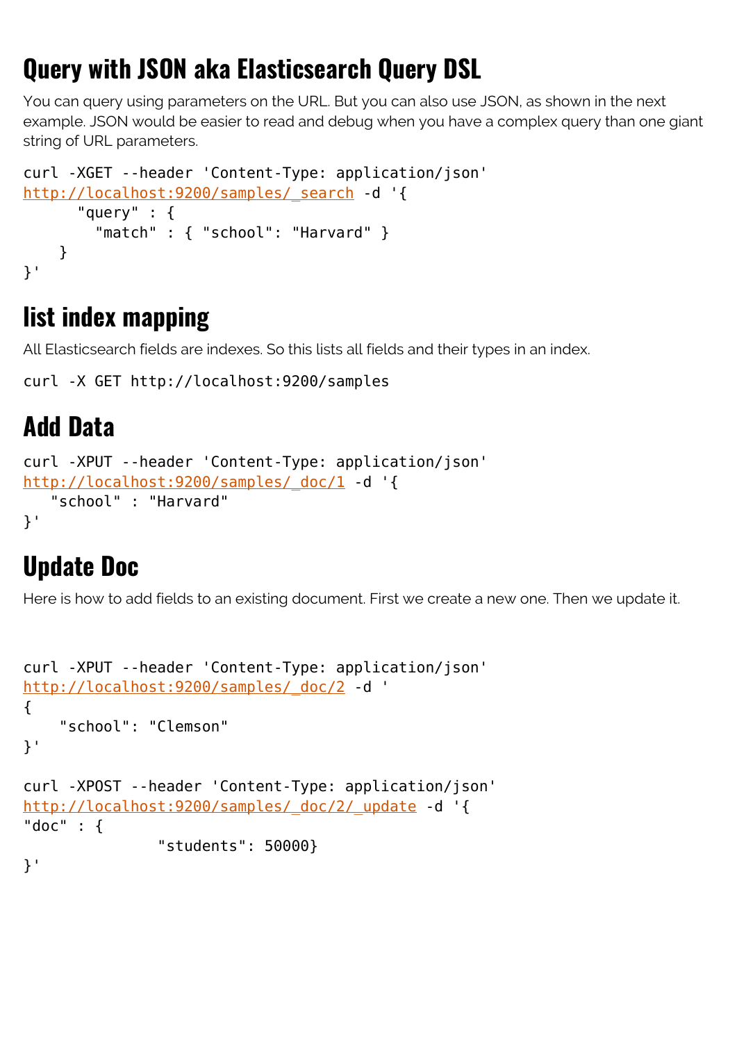## Query with JSON aka Elasticsearch Query DSL

You can query using parameters on the URL. But you can also use JSON, as shown in the next example. JSON would be easier to read and debug when you have a complex query than one giant string of URL parameters.

```
curl -XGET --header 'Content-Type: application/json'
http://localhost:9200/samples/_search -d '{
      "query" : {
        "match" : { "school": "Harvard" }
    }
}'
```

## list index mapping

All Elasticsearch fields are indexes. So this lists all fields and their types in an index.

```
curl -X GET http://localhost:9200/samples
```

## Add Data

```
curl -XPUT --header 'Content-Type: application/json'
http://localhost:9200/samples/_doc/1 -d '{
   "school" : "Harvard"
}'
```

## Update Doc

Here is how to add fields to an existing document. First we create a new one. Then we update it.

```
curl -XPUT --header 'Content-Type: application/json'
http://localhost:9200/samples/_doc/2 -d '
{
    "school": "Clemson"
}'

curl -XPOST --header 'Content-Type: application/json'
http://localhost:9200/samples/_doc/2/_update -d '{
"doc" : {
               "students": 50000}
}'
```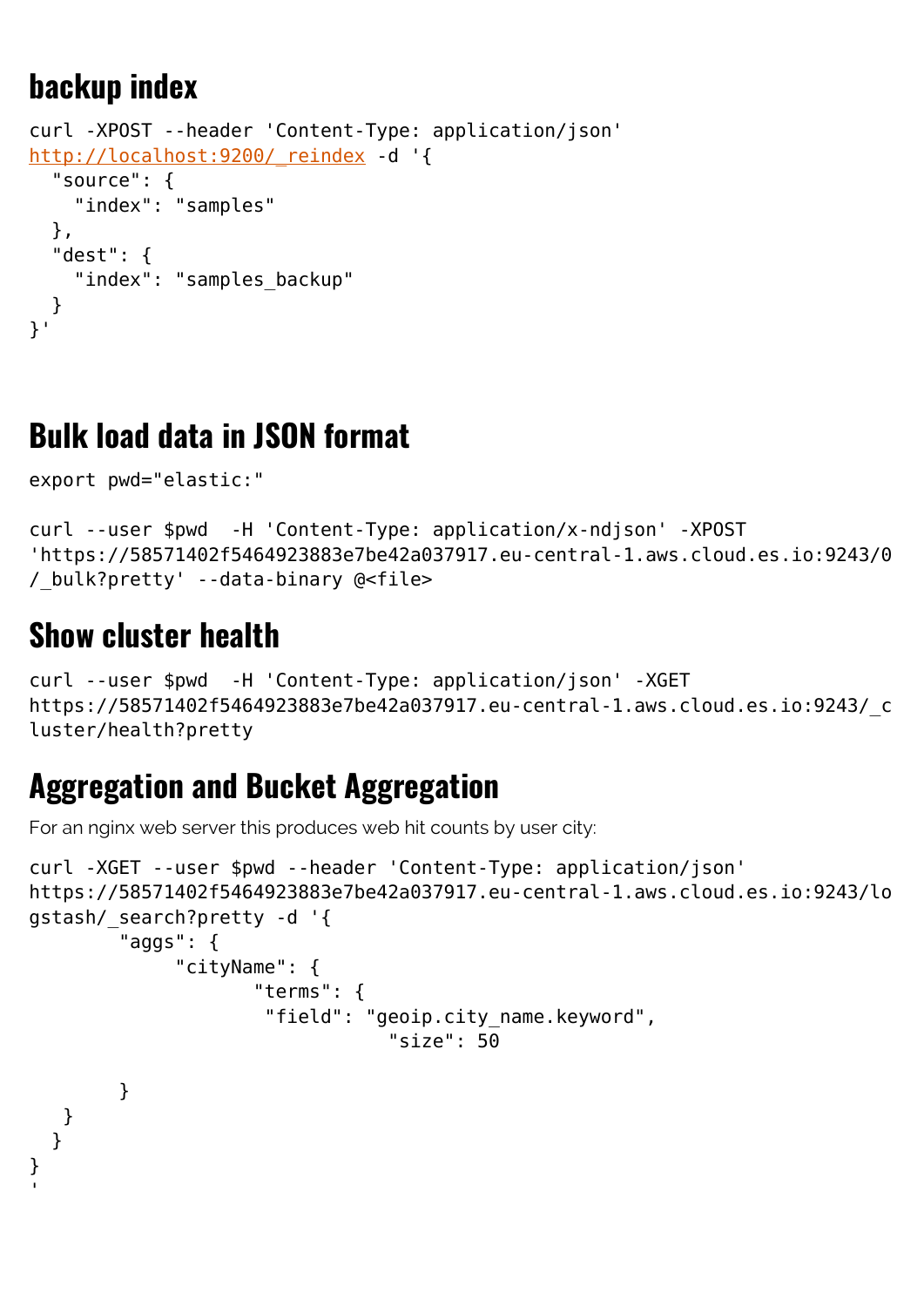## backup index

```
curl -XPOST --header 'Content-Type: application/json'
http://localhost:9200/_reindex -d '{
  "source": {
    "index": "samples"
  },
  "dest": {
    "index": "samples_backup"
  }
}'
```

## Bulk load data in JSON format

```
export pwd="elastic:"

curl --user $pwd  -H 'Content-Type: application/x-ndjson' -XPOST
'https://58571402f5464923883e7be42a037917.eu-central-1.aws.cloud.es.io:9243/0
/_bulk?pretty' --data-binary @<file>
```

## Show cluster health

```
curl --user $pwd  -H 'Content-Type: application/json' -XGET
https://58571402f5464923883e7be42a037917.eu-central-1.aws.cloud.es.io:9243/_c
luster/health?pretty
```

## Aggregation and Bucket Aggregation

For an nginx web server this produces web hit counts by user city:

```
curl -XGET --user $pwd --header 'Content-Type: application/json'
https://58571402f5464923883e7be42a037917.eu-central-1.aws.cloud.es.io:9243/lo
gstash/_search?pretty -d '{
        "aggs": {
             "cityName": {
                    "terms": {
                     "field": "geoip.city_name.keyword",
                               "size": 50

        }
   }
  }
}
'
```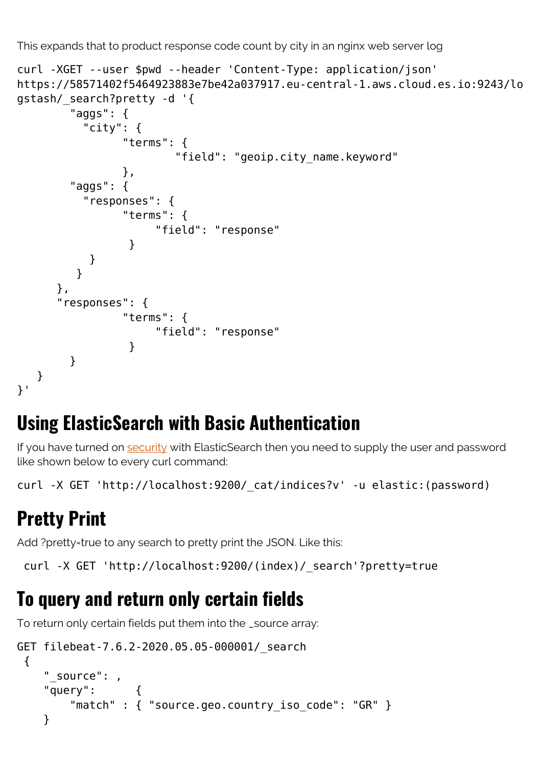This expands that to product response code count by city in an nginx web server log

```
curl -XGET --user $pwd --header 'Content-Type: application/json'
https://58571402f5464923883e7be42a037917.eu-central-1.aws.cloud.es.io:9243/lo
gstash/_search?pretty -d '{
        "aggs": {
          "city": {
                "terms": {
                        "field": "geoip.city_name.keyword"
                },
        "aggs": {
          "responses": {
                "terms": {
                     "field": "response"
                 }
           }
         }
      },
      "responses": {
                "terms": {
                     "field": "response"
                 }
        }
   }
}'
```

## Using ElasticSearch with Basic Authentication

If you have turned on security with ElasticSearch then you need to supply the user and password like shown below to every curl command:

```
curl -X GET 'http://localhost:9200/_cat/indices?v' -u elastic:(password)
```

## Pretty Print

Add ?pretty=true to any search to pretty print the JSON. Like this:

```
 curl -X GET 'http://localhost:9200/(index)/_search'?pretty=true
```

## To query and return only certain fields

To return only certain fields put them into the _source array:

```
GET filebeat-7.6.2-2020.05.05-000001/_search
 {
    "_source": ,
    "query":      {
        "match" : { "source.geo.country_iso_code": "GR" }
    }
```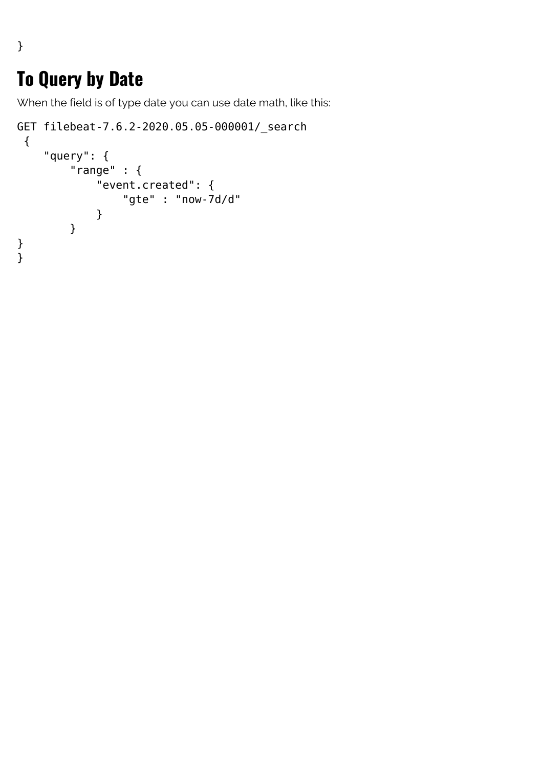```
}
```

## To Query by Date

When the field is of type date you can use date math, like this:

```
GET filebeat-7.6.2-2020.05.05-000001/_search
 {
    "query": {
        "range" : {
            "event.created": {
                "gte" : "now-7d/d"
            }
        }
}
}
```